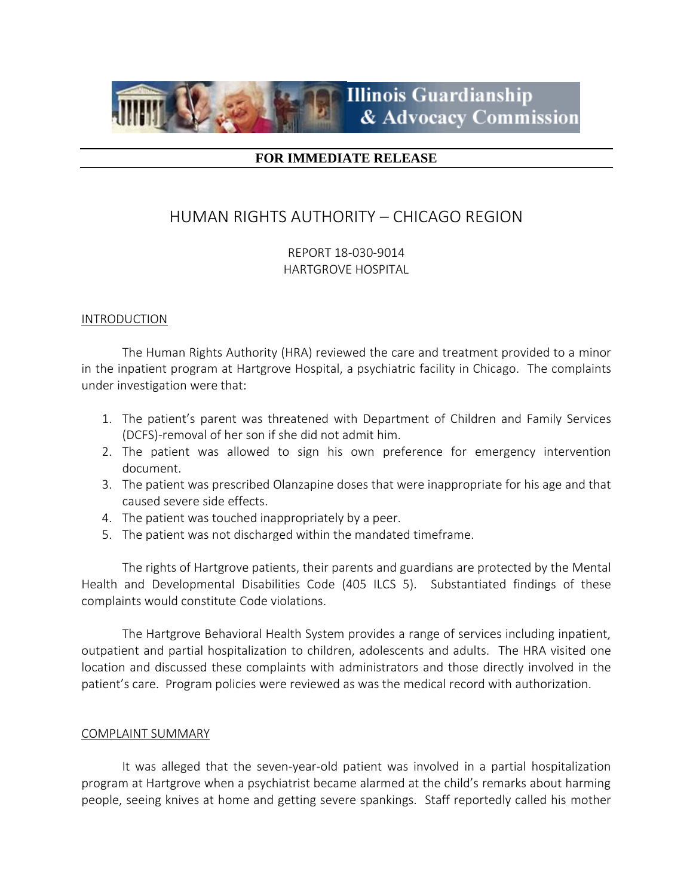Illinois Guardianship & Advocacy Commission

**FOR IMMEDIATE RELEASE**

# HUMAN RIGHTS AUTHORITY – CHICAGO REGION

REPORT 18-030-9014
HARTGROVE HOSPITAL

## INTRODUCTION

The Human Rights Authority (HRA) reviewed the care and treatment provided to a minor in the inpatient program at Hartgrove Hospital, a psychiatric facility in Chicago. The complaints under investigation were that:

1. The patient's parent was threatened with Department of Children and Family Services (DCFS)-removal of her son if she did not admit him.
2. The patient was allowed to sign his own preference for emergency intervention document.
3. The patient was prescribed Olanzapine doses that were inappropriate for his age and that caused severe side effects.
4. The patient was touched inappropriately by a peer.
5. The patient was not discharged within the mandated timeframe.

The rights of Hartgrove patients, their parents and guardians are protected by the Mental Health and Developmental Disabilities Code (405 ILCS 5). Substantiated findings of these complaints would constitute Code violations.

The Hartgrove Behavioral Health System provides a range of services including inpatient, outpatient and partial hospitalization to children, adolescents and adults. The HRA visited one location and discussed these complaints with administrators and those directly involved in the patient's care. Program policies were reviewed as was the medical record with authorization.

## COMPLAINT SUMMARY

It was alleged that the seven-year-old patient was involved in a partial hospitalization program at Hartgrove when a psychiatrist became alarmed at the child's remarks about harming people, seeing knives at home and getting severe spankings. Staff reportedly called his mother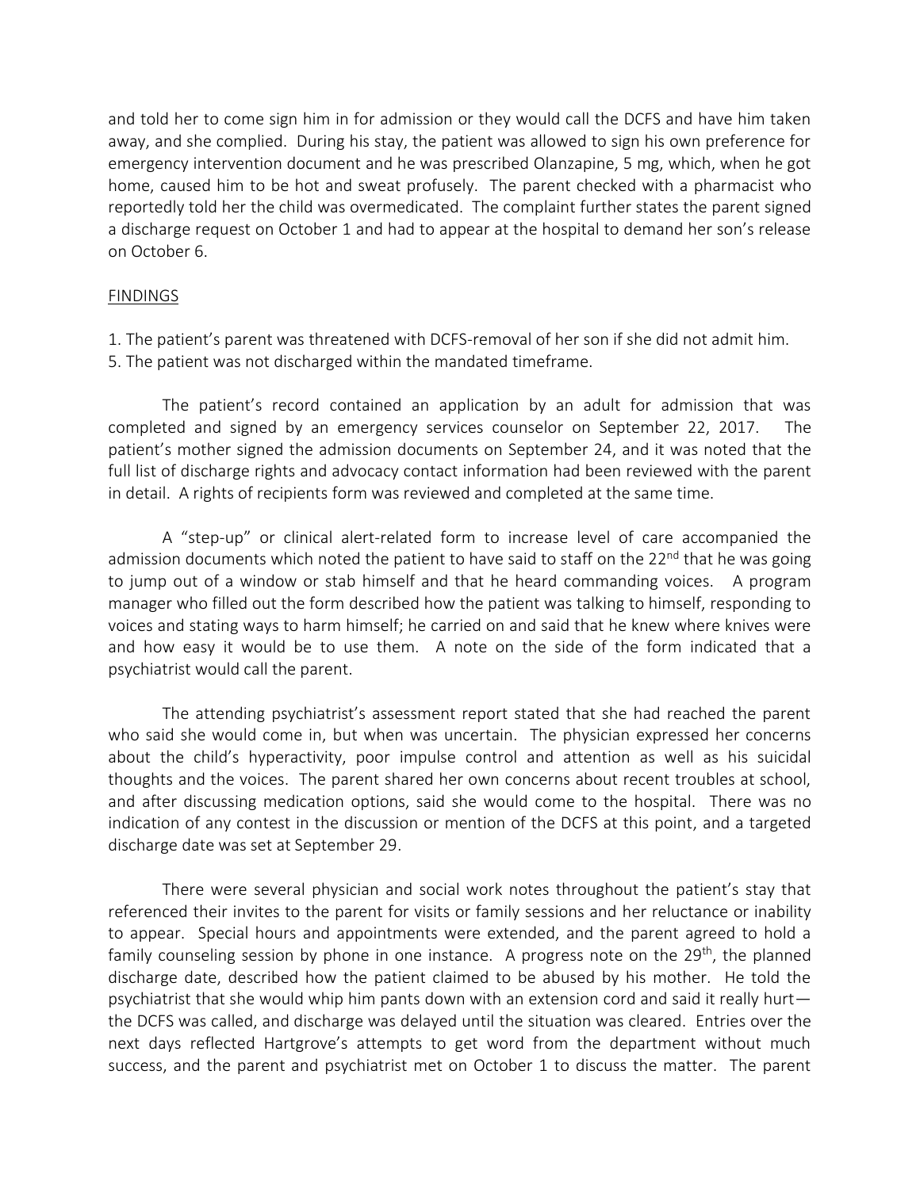and told her to come sign him in for admission or they would call the DCFS and have him taken away, and she complied. During his stay, the patient was allowed to sign his own preference for emergency intervention document and he was prescribed Olanzapine, 5 mg, which, when he got home, caused him to be hot and sweat profusely. The parent checked with a pharmacist who reportedly told her the child was overmedicated. The complaint further states the parent signed a discharge request on October 1 and had to appear at the hospital to demand her son's release on October 6.

<u>FINDINGS</u>

1. The patient's parent was threatened with DCFS-removal of her son if she did not admit him.
5. The patient was not discharged within the mandated timeframe.

The patient's record contained an application by an adult for admission that was completed and signed by an emergency services counselor on September 22, 2017. The patient's mother signed the admission documents on September 24, and it was noted that the full list of discharge rights and advocacy contact information had been reviewed with the parent in detail. A rights of recipients form was reviewed and completed at the same time.

A "step-up" or clinical alert-related form to increase level of care accompanied the admission documents which noted the patient to have said to staff on the 22nd that he was going to jump out of a window or stab himself and that he heard commanding voices. A program manager who filled out the form described how the patient was talking to himself, responding to voices and stating ways to harm himself; he carried on and said that he knew where knives were and how easy it would be to use them. A note on the side of the form indicated that a psychiatrist would call the parent.

The attending psychiatrist's assessment report stated that she had reached the parent who said she would come in, but when was uncertain. The physician expressed her concerns about the child's hyperactivity, poor impulse control and attention as well as his suicidal thoughts and the voices. The parent shared her own concerns about recent troubles at school, and after discussing medication options, said she would come to the hospital. There was no indication of any contest in the discussion or mention of the DCFS at this point, and a targeted discharge date was set at September 29.

There were several physician and social work notes throughout the patient's stay that referenced their invites to the parent for visits or family sessions and her reluctance or inability to appear. Special hours and appointments were extended, and the parent agreed to hold a family counseling session by phone in one instance. A progress note on the 29th, the planned discharge date, described how the patient claimed to be abused by his mother. He told the psychiatrist that she would whip him pants down with an extension cord and said it really hurt—the DCFS was called, and discharge was delayed until the situation was cleared. Entries over the next days reflected Hartgrove's attempts to get word from the department without much success, and the parent and psychiatrist met on October 1 to discuss the matter. The parent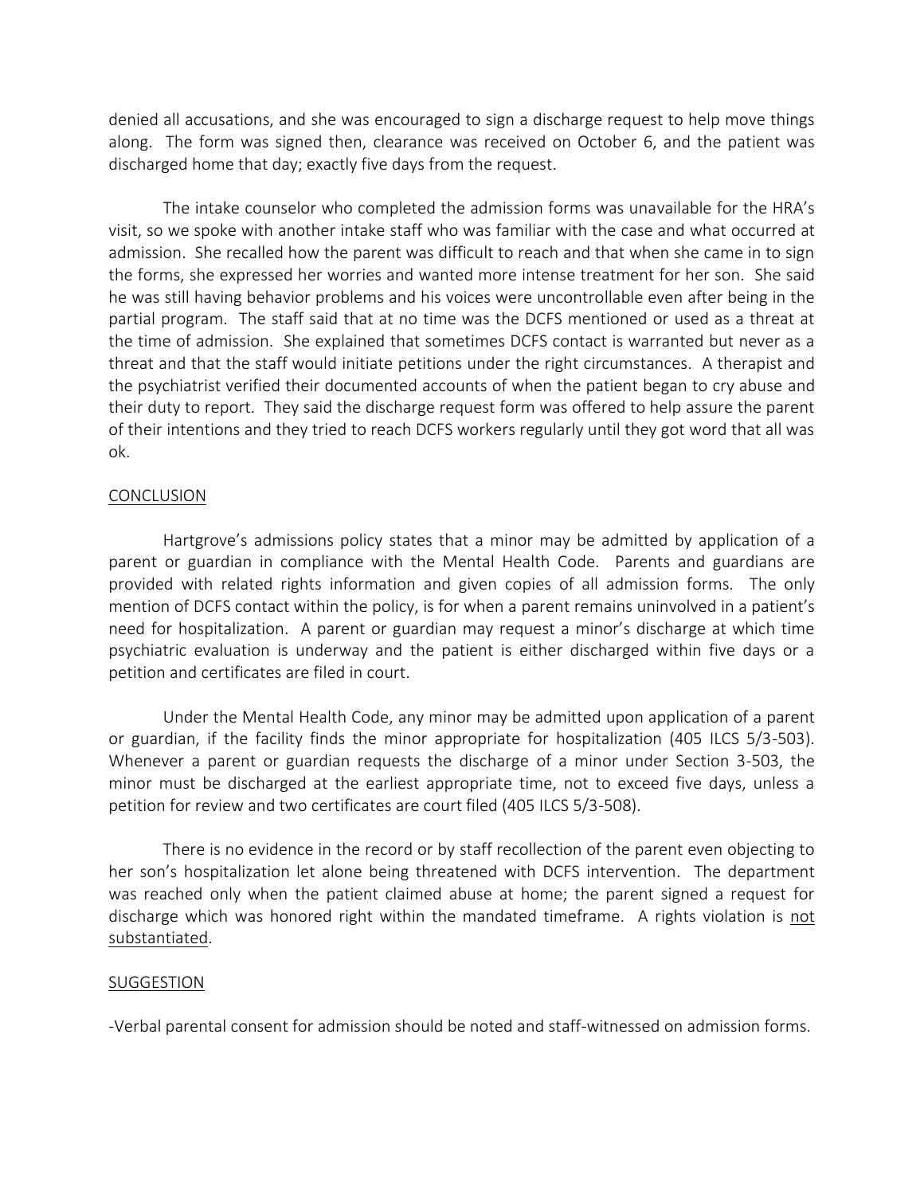denied all accusations, and she was encouraged to sign a discharge request to help move things along. The form was signed then, clearance was received on October 6, and the patient was discharged home that day; exactly five days from the request.

The intake counselor who completed the admission forms was unavailable for the HRA's visit, so we spoke with another intake staff who was familiar with the case and what occurred at admission. She recalled how the parent was difficult to reach and that when she came in to sign the forms, she expressed her worries and wanted more intense treatment for her son. She said he was still having behavior problems and his voices were uncontrollable even after being in the partial program. The staff said that at no time was the DCFS mentioned or used as a threat at the time of admission. She explained that sometimes DCFS contact is warranted but never as a threat and that the staff would initiate petitions under the right circumstances. A therapist and the psychiatrist verified their documented accounts of when the patient began to cry abuse and their duty to report. They said the discharge request form was offered to help assure the parent of their intentions and they tried to reach DCFS workers regularly until they got word that all was ok.

## CONCLUSION

Hartgrove's admissions policy states that a minor may be admitted by application of a parent or guardian in compliance with the Mental Health Code. Parents and guardians are provided with related rights information and given copies of all admission forms. The only mention of DCFS contact within the policy, is for when a parent remains uninvolved in a patient's need for hospitalization. A parent or guardian may request a minor's discharge at which time psychiatric evaluation is underway and the patient is either discharged within five days or a petition and certificates are filed in court.

Under the Mental Health Code, any minor may be admitted upon application of a parent or guardian, if the facility finds the minor appropriate for hospitalization (405 ILCS 5/3-503). Whenever a parent or guardian requests the discharge of a minor under Section 3-503, the minor must be discharged at the earliest appropriate time, not to exceed five days, unless a petition for review and two certificates are court filed (405 ILCS 5/3-508).

There is no evidence in the record or by staff recollection of the parent even objecting to her son's hospitalization let alone being threatened with DCFS intervention. The department was reached only when the patient claimed abuse at home; the parent signed a request for discharge which was honored right within the mandated timeframe. A rights violation is not substantiated.

## SUGGESTION

-Verbal parental consent for admission should be noted and staff-witnessed on admission forms.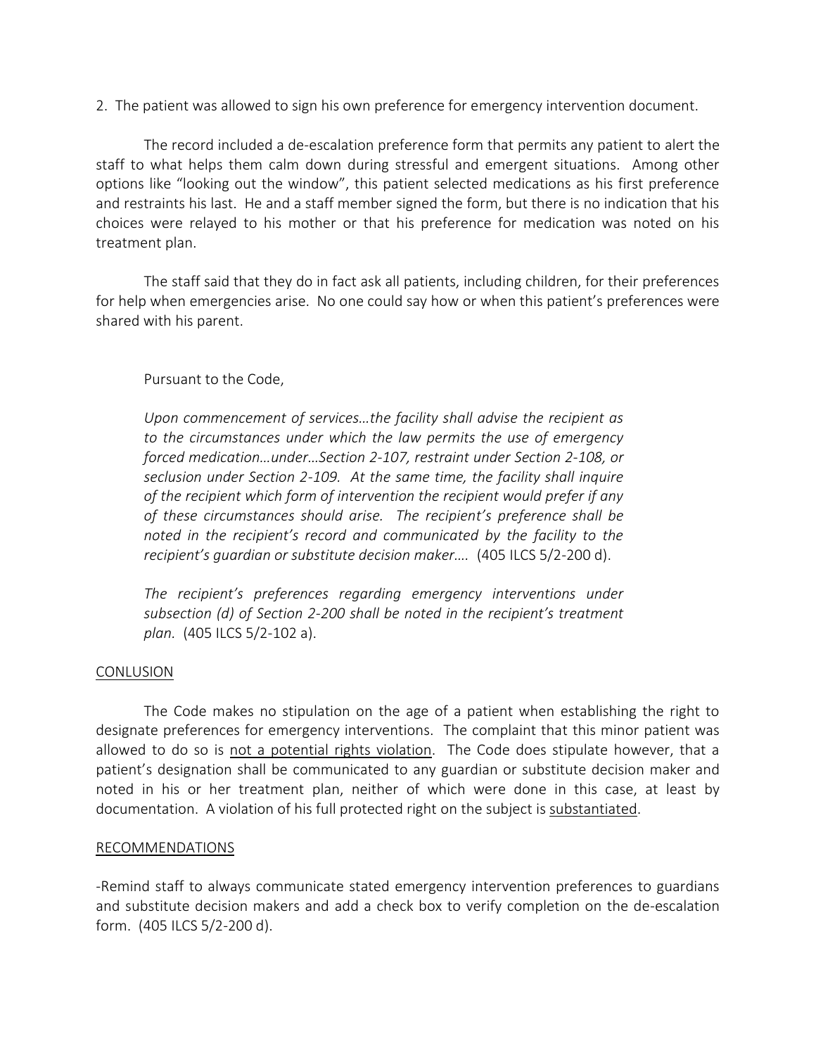2. The patient was allowed to sign his own preference for emergency intervention document.

The record included a de-escalation preference form that permits any patient to alert the staff to what helps them calm down during stressful and emergent situations. Among other options like "looking out the window", this patient selected medications as his first preference and restraints his last. He and a staff member signed the form, but there is no indication that his choices were relayed to his mother or that his preference for medication was noted on his treatment plan.

The staff said that they do in fact ask all patients, including children, for their preferences for help when emergencies arise. No one could say how or when this patient's preferences were shared with his parent.

Pursuant to the Code,

> *Upon commencement of services…the facility shall advise the recipient as to the circumstances under which the law permits the use of emergency forced medication…under…Section 2-107, restraint under Section 2-108, or seclusion under Section 2-109. At the same time, the facility shall inquire of the recipient which form of intervention the recipient would prefer if any of these circumstances should arise. The recipient's preference shall be noted in the recipient's record and communicated by the facility to the recipient's guardian or substitute decision maker….* (405 ILCS 5/2-200 d).
>
> *The recipient's preferences regarding emergency interventions under subsection (d) of Section 2-200 shall be noted in the recipient's treatment plan.* (405 ILCS 5/2-102 a).

<u>CONLUSION</u>

The Code makes no stipulation on the age of a patient when establishing the right to designate preferences for emergency interventions. The complaint that this minor patient was allowed to do so is <u>not a potential rights violation</u>. The Code does stipulate however, that a patient's designation shall be communicated to any guardian or substitute decision maker and noted in his or her treatment plan, neither of which were done in this case, at least by documentation. A violation of his full protected right on the subject is <u>substantiated</u>.

<u>RECOMMENDATIONS</u>

-Remind staff to always communicate stated emergency intervention preferences to guardians and substitute decision makers and add a check box to verify completion on the de-escalation form. (405 ILCS 5/2-200 d).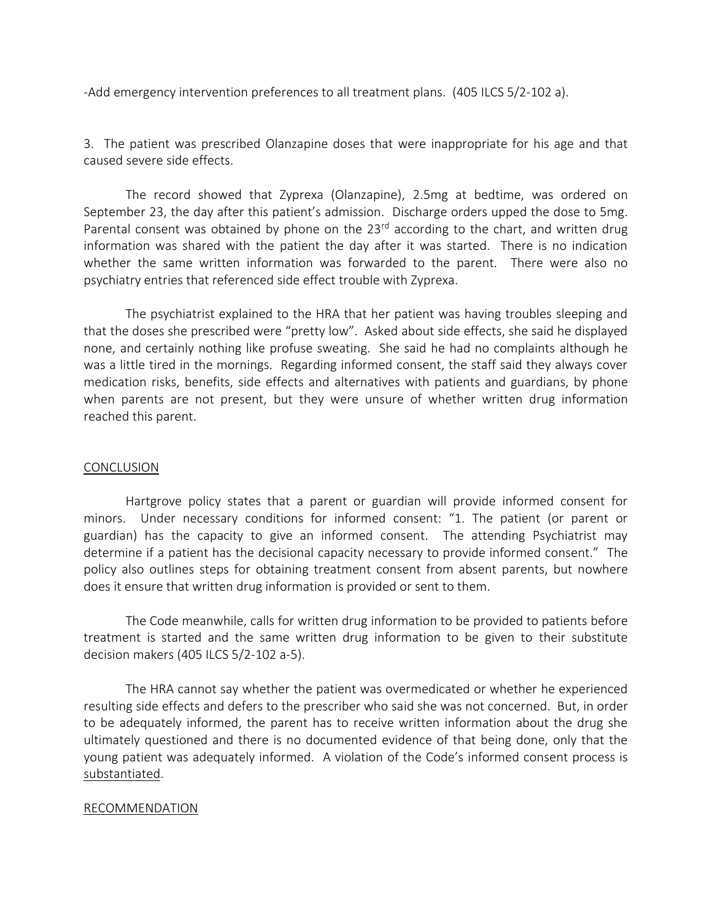-Add emergency intervention preferences to all treatment plans. (405 ILCS 5/2-102 a).

3. The patient was prescribed Olanzapine doses that were inappropriate for his age and that caused severe side effects.

The record showed that Zyprexa (Olanzapine), 2.5mg at bedtime, was ordered on September 23, the day after this patient's admission. Discharge orders upped the dose to 5mg. Parental consent was obtained by phone on the 23rd according to the chart, and written drug information was shared with the patient the day after it was started. There is no indication whether the same written information was forwarded to the parent. There were also no psychiatry entries that referenced side effect trouble with Zyprexa.

The psychiatrist explained to the HRA that her patient was having troubles sleeping and that the doses she prescribed were "pretty low". Asked about side effects, she said he displayed none, and certainly nothing like profuse sweating. She said he had no complaints although he was a little tired in the mornings. Regarding informed consent, the staff said they always cover medication risks, benefits, side effects and alternatives with patients and guardians, by phone when parents are not present, but they were unsure of whether written drug information reached this parent.

CONCLUSION

Hartgrove policy states that a parent or guardian will provide informed consent for minors. Under necessary conditions for informed consent: "1. The patient (or parent or guardian) has the capacity to give an informed consent. The attending Psychiatrist may determine if a patient has the decisional capacity necessary to provide informed consent." The policy also outlines steps for obtaining treatment consent from absent parents, but nowhere does it ensure that written drug information is provided or sent to them.

The Code meanwhile, calls for written drug information to be provided to patients before treatment is started and the same written drug information to be given to their substitute decision makers (405 ILCS 5/2-102 a-5).

The HRA cannot say whether the patient was overmedicated or whether he experienced resulting side effects and defers to the prescriber who said she was not concerned. But, in order to be adequately informed, the parent has to receive written information about the drug she ultimately questioned and there is no documented evidence of that being done, only that the young patient was adequately informed. A violation of the Code's informed consent process is substantiated.

RECOMMENDATION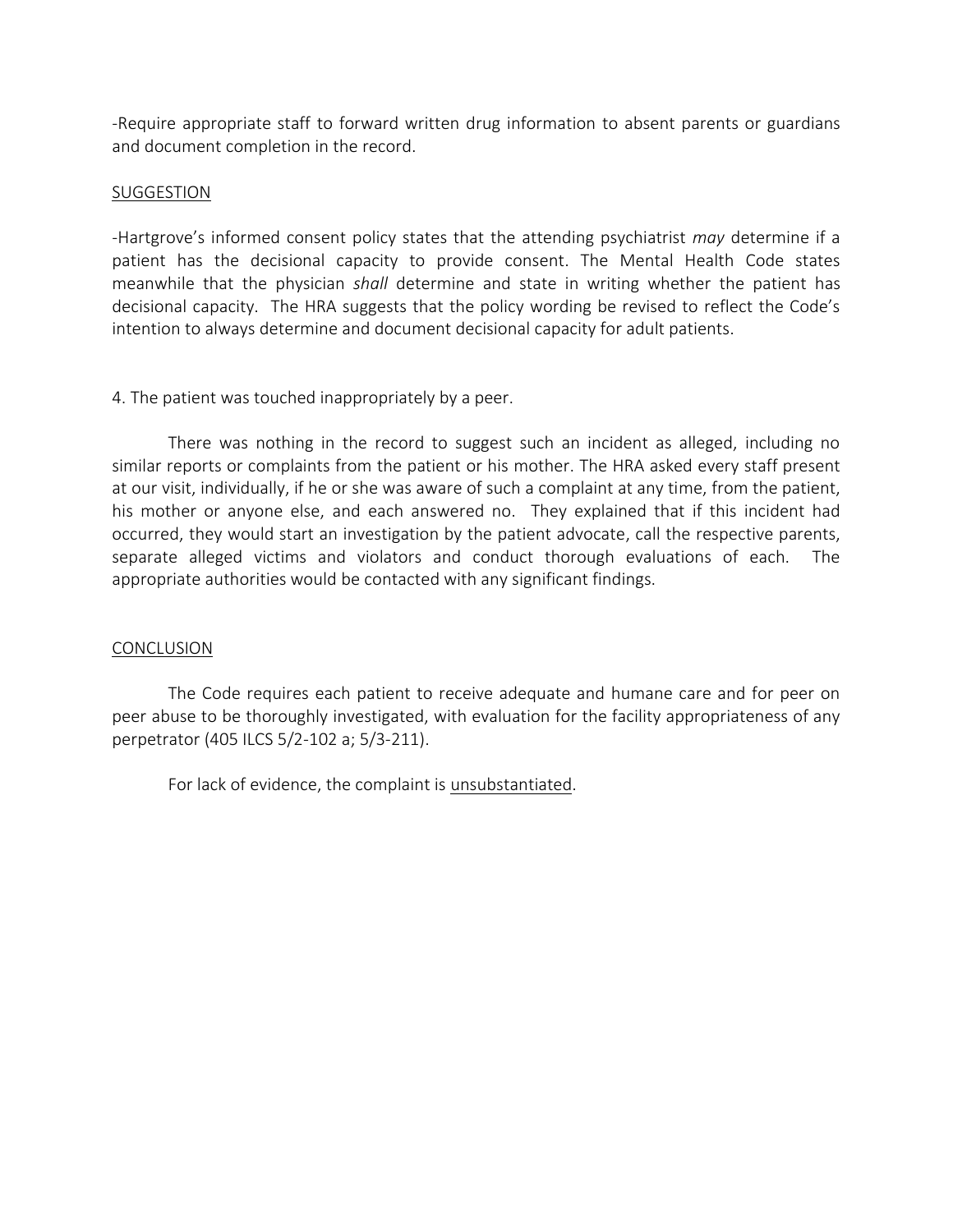-Require appropriate staff to forward written drug information to absent parents or guardians and document completion in the record.

<u>SUGGESTION</u>

-Hartgrove's informed consent policy states that the attending psychiatrist *may* determine if a patient has the decisional capacity to provide consent. The Mental Health Code states meanwhile that the physician *shall* determine and state in writing whether the patient has decisional capacity. The HRA suggests that the policy wording be revised to reflect the Code's intention to always determine and document decisional capacity for adult patients.

4. The patient was touched inappropriately by a peer.

There was nothing in the record to suggest such an incident as alleged, including no similar reports or complaints from the patient or his mother. The HRA asked every staff present at our visit, individually, if he or she was aware of such a complaint at any time, from the patient, his mother or anyone else, and each answered no. They explained that if this incident had occurred, they would start an investigation by the patient advocate, call the respective parents, separate alleged victims and violators and conduct thorough evaluations of each. The appropriate authorities would be contacted with any significant findings.

<u>CONCLUSION</u>

The Code requires each patient to receive adequate and humane care and for peer on peer abuse to be thoroughly investigated, with evaluation for the facility appropriateness of any perpetrator (405 ILCS 5/2-102 a; 5/3-211).

For lack of evidence, the complaint is <u>unsubstantiated</u>.